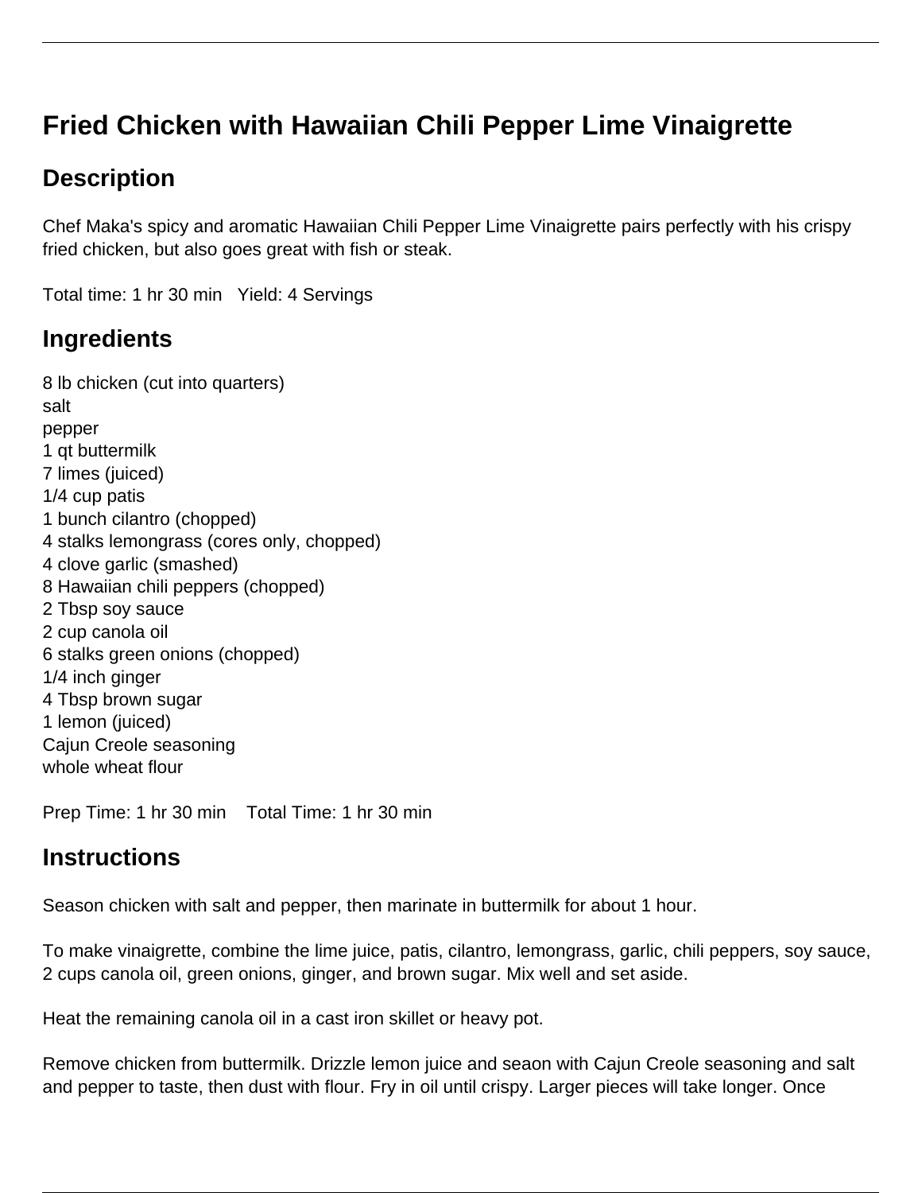# Fried Chicken with Hawaiian Chili Pepper Lime Vinaigrette

## Description

Chef Maka's spicy and aromatic Hawaiian Chili Pepper Lime Vinaigrette pairs perfectly with his crispy fried chicken, but also goes great with fish or steak.

Total time: 1 hr 30 min   Yield: 4 Servings

## Ingredients

8 lb chicken (cut into quarters)
salt
pepper
1 qt buttermilk
7 limes (juiced)
1/4 cup patis
1 bunch cilantro (chopped)
4 stalks lemongrass (cores only, chopped)
4 clove garlic (smashed)
8 Hawaiian chili peppers (chopped)
2 Tbsp soy sauce
2 cup canola oil
6 stalks green onions (chopped)
1/4 inch ginger
4 Tbsp brown sugar
1 lemon (juiced)
Cajun Creole seasoning
whole wheat flour

Prep Time: 1 hr 30 min    Total Time: 1 hr 30 min

## Instructions

Season chicken with salt and pepper, then marinate in buttermilk for about 1 hour.

To make vinaigrette, combine the lime juice, patis, cilantro, lemongrass, garlic, chili peppers, soy sauce, 2 cups canola oil, green onions, ginger, and brown sugar. Mix well and set aside.

Heat the remaining canola oil in a cast iron skillet or heavy pot.

Remove chicken from buttermilk. Drizzle lemon juice and seaon with Cajun Creole seasoning and salt and pepper to taste, then dust with flour. Fry in oil until crispy. Larger pieces will take longer. Once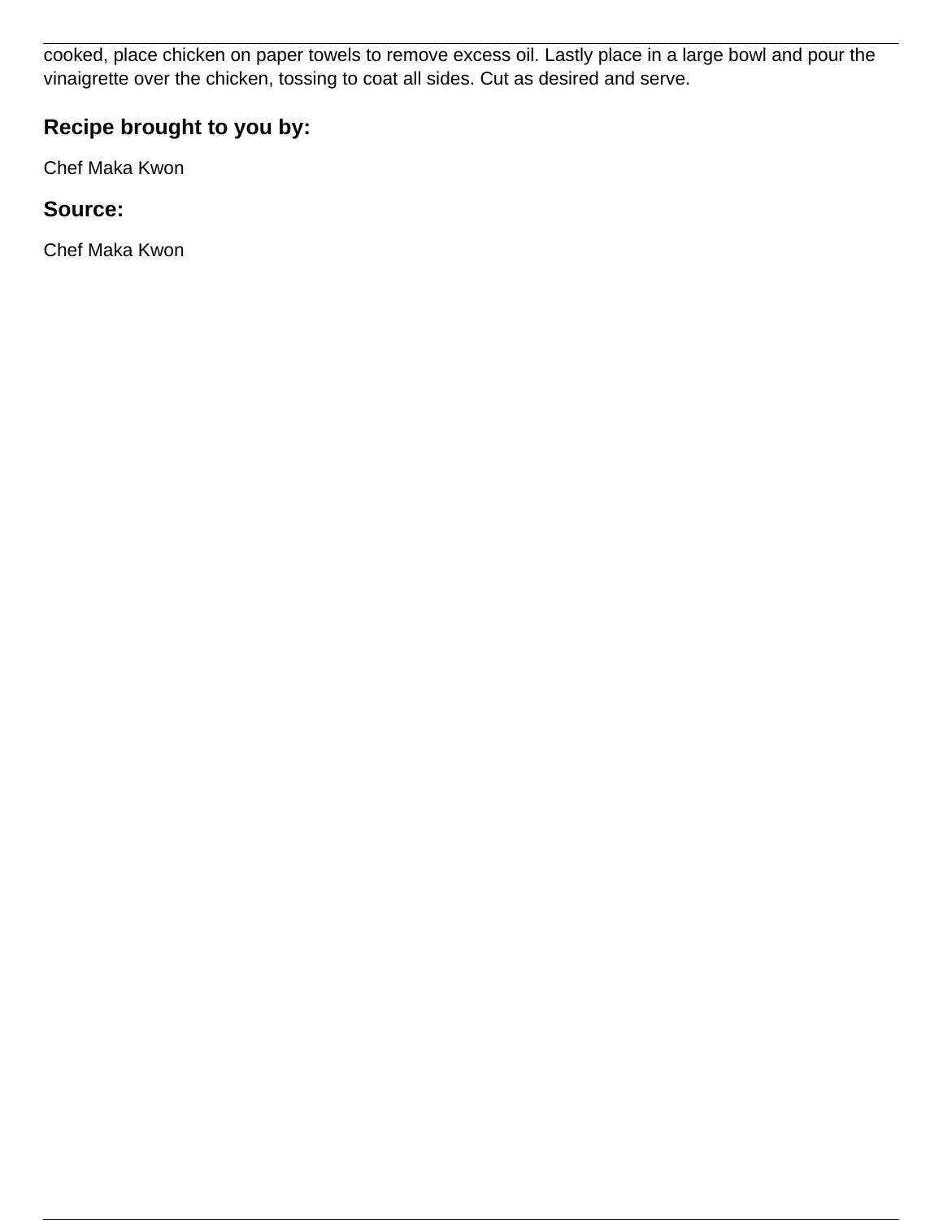cooked, place chicken on paper towels to remove excess oil. Lastly place in a large bowl and pour the vinaigrette over the chicken, tossing to coat all sides. Cut as desired and serve.

### Recipe brought to you by:

Chef Maka Kwon

### Source:

Chef Maka Kwon